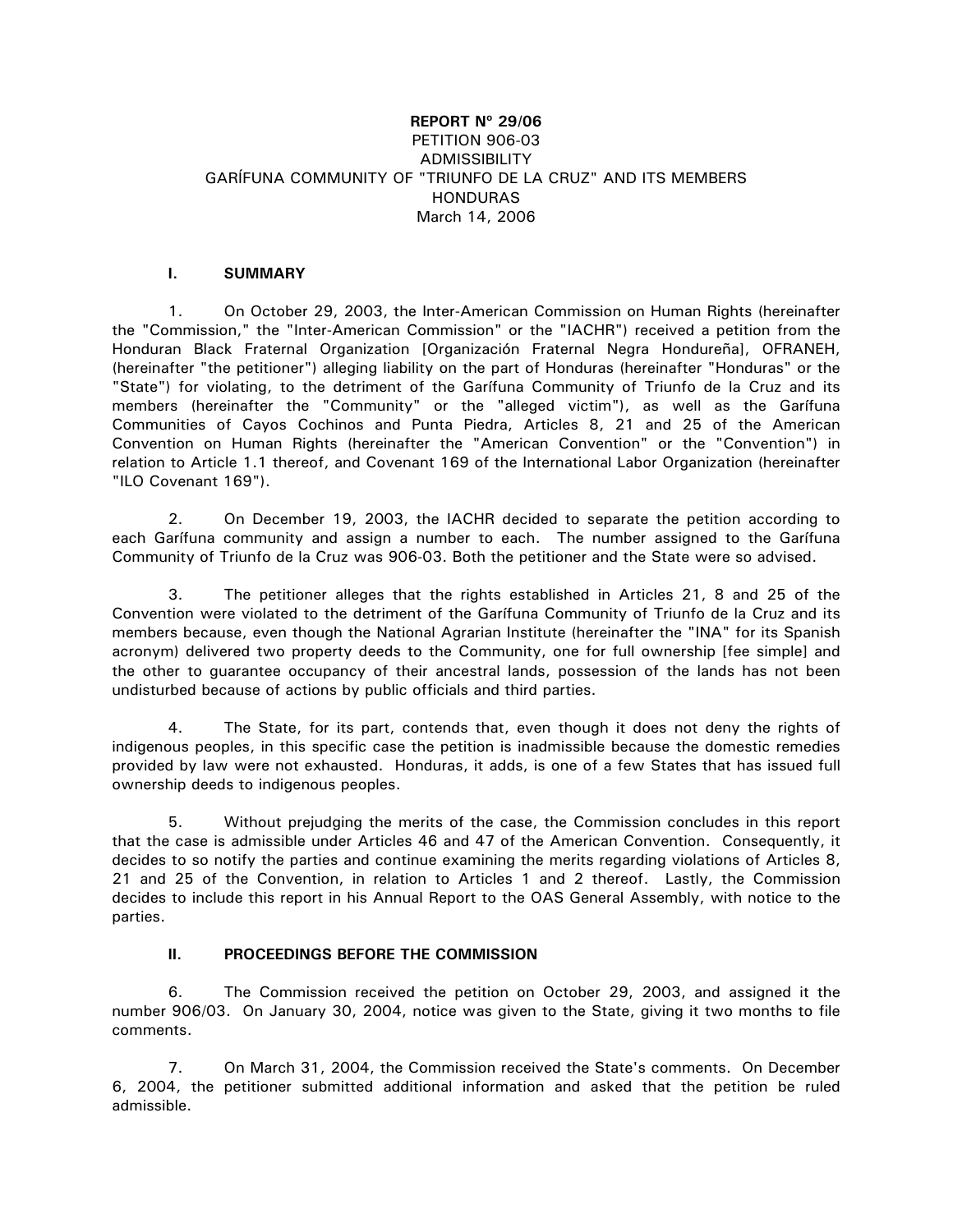**REPORT Nº 29/06**
PETITION 906-03
ADMISSIBILITY
GARÍFUNA COMMUNITY OF "TRIUNFO DE LA CRUZ" AND ITS MEMBERS
HONDURAS
March 14, 2006

## I. SUMMARY

1. On October 29, 2003, the Inter-American Commission on Human Rights (hereinafter the "Commission," the "Inter-American Commission" or the "IACHR") received a petition from the Honduran Black Fraternal Organization [Organización Fraternal Negra Hondureña], OFRANEH, (hereinafter "the petitioner") alleging liability on the part of Honduras (hereinafter "Honduras" or the "State") for violating, to the detriment of the Garífuna Community of Triunfo de la Cruz and its members (hereinafter the "Community" or the "alleged victim"), as well as the Garífuna Communities of Cayos Cochinos and Punta Piedra, Articles 8, 21 and 25 of the American Convention on Human Rights (hereinafter the "American Convention" or the "Convention") in relation to Article 1.1 thereof, and Covenant 169 of the International Labor Organization (hereinafter "ILO Covenant 169").

2. On December 19, 2003, the IACHR decided to separate the petition according to each Garífuna community and assign a number to each. The number assigned to the Garífuna Community of Triunfo de la Cruz was 906-03. Both the petitioner and the State were so advised.

3. The petitioner alleges that the rights established in Articles 21, 8 and 25 of the Convention were violated to the detriment of the Garífuna Community of Triunfo de la Cruz and its members because, even though the National Agrarian Institute (hereinafter the "INA" for its Spanish acronym) delivered two property deeds to the Community, one for full ownership [fee simple] and the other to guarantee occupancy of their ancestral lands, possession of the lands has not been undisturbed because of actions by public officials and third parties.

4. The State, for its part, contends that, even though it does not deny the rights of indigenous peoples, in this specific case the petition is inadmissible because the domestic remedies provided by law were not exhausted. Honduras, it adds, is one of a few States that has issued full ownership deeds to indigenous peoples.

5. Without prejudging the merits of the case, the Commission concludes in this report that the case is admissible under Articles 46 and 47 of the American Convention. Consequently, it decides to so notify the parties and continue examining the merits regarding violations of Articles 8, 21 and 25 of the Convention, in relation to Articles 1 and 2 thereof. Lastly, the Commission decides to include this report in his Annual Report to the OAS General Assembly, with notice to the parties.

## II. PROCEEDINGS BEFORE THE COMMISSION

6. The Commission received the petition on October 29, 2003, and assigned it the number 906/03. On January 30, 2004, notice was given to the State, giving it two months to file comments.

7. On March 31, 2004, the Commission received the State's comments. On December 6, 2004, the petitioner submitted additional information and asked that the petition be ruled admissible.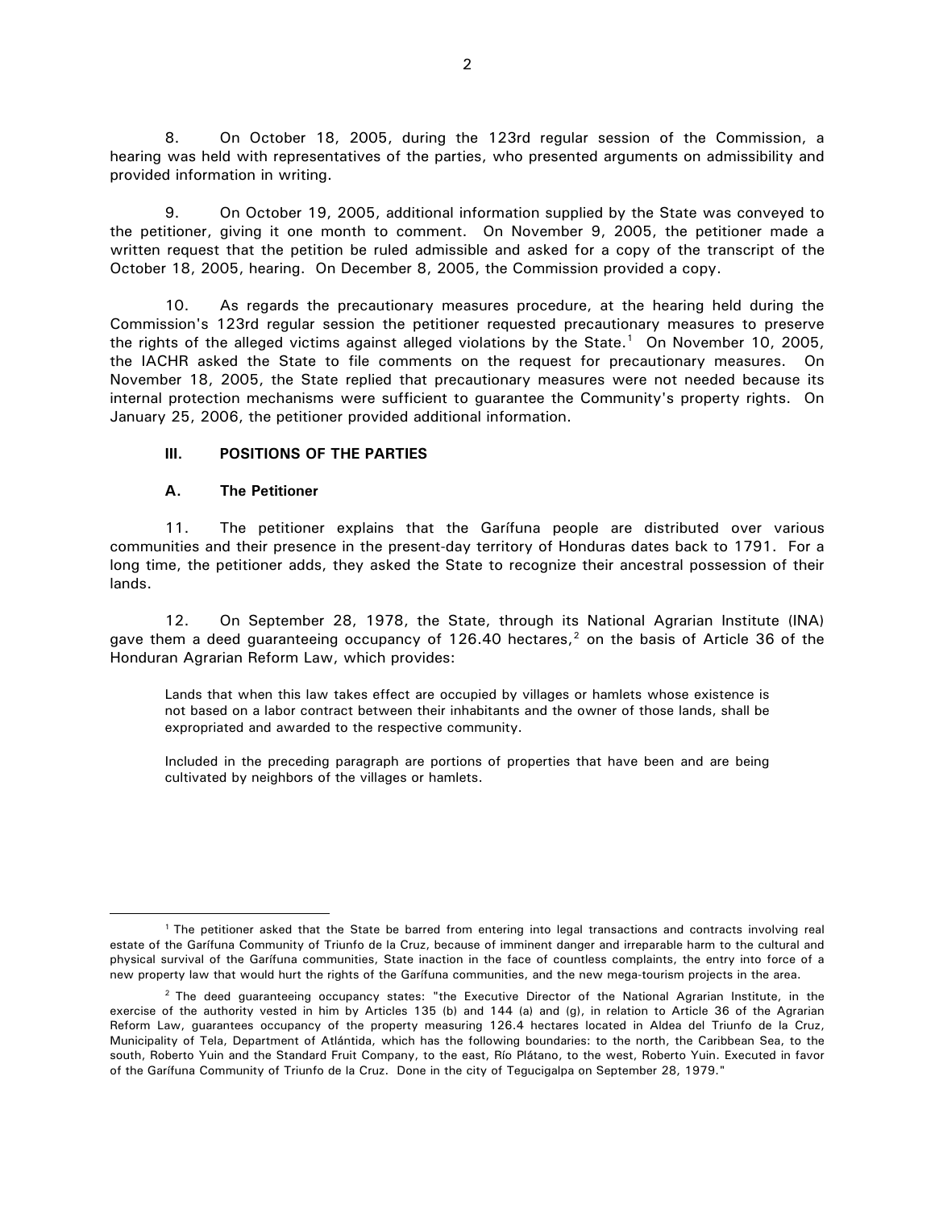8. On October 18, 2005, during the 123rd regular session of the Commission, a hearing was held with representatives of the parties, who presented arguments on admissibility and provided information in writing.

9. On October 19, 2005, additional information supplied by the State was conveyed to the petitioner, giving it one month to comment. On November 9, 2005, the petitioner made a written request that the petition be ruled admissible and asked for a copy of the transcript of the October 18, 2005, hearing. On December 8, 2005, the Commission provided a copy.

10. As regards the precautionary measures procedure, at the hearing held during the Commission's 123rd regular session the petitioner requested precautionary measures to preserve the rights of the alleged victims against alleged violations by the State.[1] On November 10, 2005, the IACHR asked the State to file comments on the request for precautionary measures. On November 18, 2005, the State replied that precautionary measures were not needed because its internal protection mechanisms were sufficient to guarantee the Community's property rights. On January 25, 2006, the petitioner provided additional information.

## III. POSITIONS OF THE PARTIES

### A. The Petitioner

11. The petitioner explains that the Garífuna people are distributed over various communities and their presence in the present-day territory of Honduras dates back to 1791. For a long time, the petitioner adds, they asked the State to recognize their ancestral possession of their lands.

12. On September 28, 1978, the State, through its National Agrarian Institute (INA) gave them a deed guaranteeing occupancy of 126.40 hectares,[2] on the basis of Article 36 of the Honduran Agrarian Reform Law, which provides:

> Lands that when this law takes effect are occupied by villages or hamlets whose existence is not based on a labor contract between their inhabitants and the owner of those lands, shall be expropriated and awarded to the respective community.
>
> Included in the preceding paragraph are portions of properties that have been and are being cultivated by neighbors of the villages or hamlets.

---

[1] The petitioner asked that the State be barred from entering into legal transactions and contracts involving real estate of the Garífuna Community of Triunfo de la Cruz, because of imminent danger and irreparable harm to the cultural and physical survival of the Garífuna communities, State inaction in the face of countless complaints, the entry into force of a new property law that would hurt the rights of the Garífuna communities, and the new mega-tourism projects in the area.

[2] The deed guaranteeing occupancy states: "the Executive Director of the National Agrarian Institute, in the exercise of the authority vested in him by Articles 135 (b) and 144 (a) and (g), in relation to Article 36 of the Agrarian Reform Law, guarantees occupancy of the property measuring 126.4 hectares located in Aldea del Triunfo de la Cruz, Municipality of Tela, Department of Atlántida, which has the following boundaries: to the north, the Caribbean Sea, to the south, Roberto Yuin and the Standard Fruit Company, to the east, Río Plátano, to the west, Roberto Yuin. Executed in favor of the Garífuna Community of Triunfo de la Cruz. Done in the city of Tegucigalpa on September 28, 1979."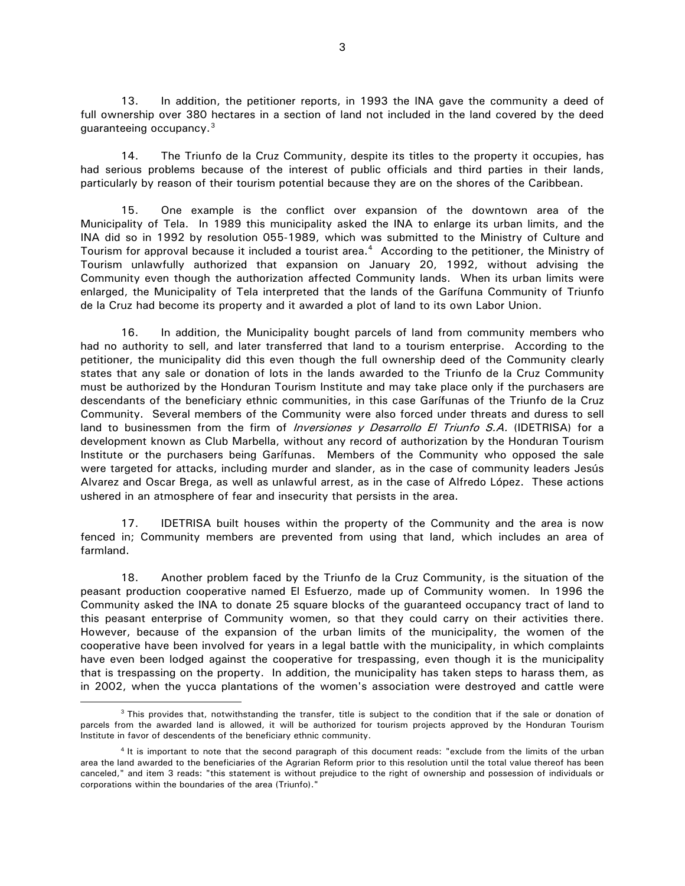13. In addition, the petitioner reports, in 1993 the INA gave the community a deed of full ownership over 380 hectares in a section of land not included in the land covered by the deed guaranteeing occupancy.[3]

14. The Triunfo de la Cruz Community, despite its titles to the property it occupies, has had serious problems because of the interest of public officials and third parties in their lands, particularly by reason of their tourism potential because they are on the shores of the Caribbean.

15. One example is the conflict over expansion of the downtown area of the Municipality of Tela. In 1989 this municipality asked the INA to enlarge its urban limits, and the INA did so in 1992 by resolution 055-1989, which was submitted to the Ministry of Culture and Tourism for approval because it included a tourist area.[4] According to the petitioner, the Ministry of Tourism unlawfully authorized that expansion on January 20, 1992, without advising the Community even though the authorization affected Community lands. When its urban limits were enlarged, the Municipality of Tela interpreted that the lands of the Garífuna Community of Triunfo de la Cruz had become its property and it awarded a plot of land to its own Labor Union.

16. In addition, the Municipality bought parcels of land from community members who had no authority to sell, and later transferred that land to a tourism enterprise. According to the petitioner, the municipality did this even though the full ownership deed of the Community clearly states that any sale or donation of lots in the lands awarded to the Triunfo de la Cruz Community must be authorized by the Honduran Tourism Institute and may take place only if the purchasers are descendants of the beneficiary ethnic communities, in this case Garífunas of the Triunfo de la Cruz Community. Several members of the Community were also forced under threats and duress to sell land to businessmen from the firm of *Inversiones y Desarrollo El Triunfo S.A.* (IDETRISA) for a development known as Club Marbella, without any record of authorization by the Honduran Tourism Institute or the purchasers being Garífunas. Members of the Community who opposed the sale were targeted for attacks, including murder and slander, as in the case of community leaders Jesús Alvarez and Oscar Brega, as well as unlawful arrest, as in the case of Alfredo López. These actions ushered in an atmosphere of fear and insecurity that persists in the area.

17. IDETRISA built houses within the property of the Community and the area is now fenced in; Community members are prevented from using that land, which includes an area of farmland.

18. Another problem faced by the Triunfo de la Cruz Community, is the situation of the peasant production cooperative named El Esfuerzo, made up of Community women. In 1996 the Community asked the INA to donate 25 square blocks of the guaranteed occupancy tract of land to this peasant enterprise of Community women, so that they could carry on their activities there. However, because of the expansion of the urban limits of the municipality, the women of the cooperative have been involved for years in a legal battle with the municipality, in which complaints have even been lodged against the cooperative for trespassing, even though it is the municipality that is trespassing on the property. In addition, the municipality has taken steps to harass them, as in 2002, when the yucca plantations of the women's association were destroyed and cattle were

---

[3] This provides that, notwithstanding the transfer, title is subject to the condition that if the sale or donation of parcels from the awarded land is allowed, it will be authorized for tourism projects approved by the Honduran Tourism Institute in favor of descendents of the beneficiary ethnic community.

[4] It is important to note that the second paragraph of this document reads: "exclude from the limits of the urban area the land awarded to the beneficiaries of the Agrarian Reform prior to this resolution until the total value thereof has been canceled," and item 3 reads: "this statement is without prejudice to the right of ownership and possession of individuals or corporations within the boundaries of the area (Triunfo)."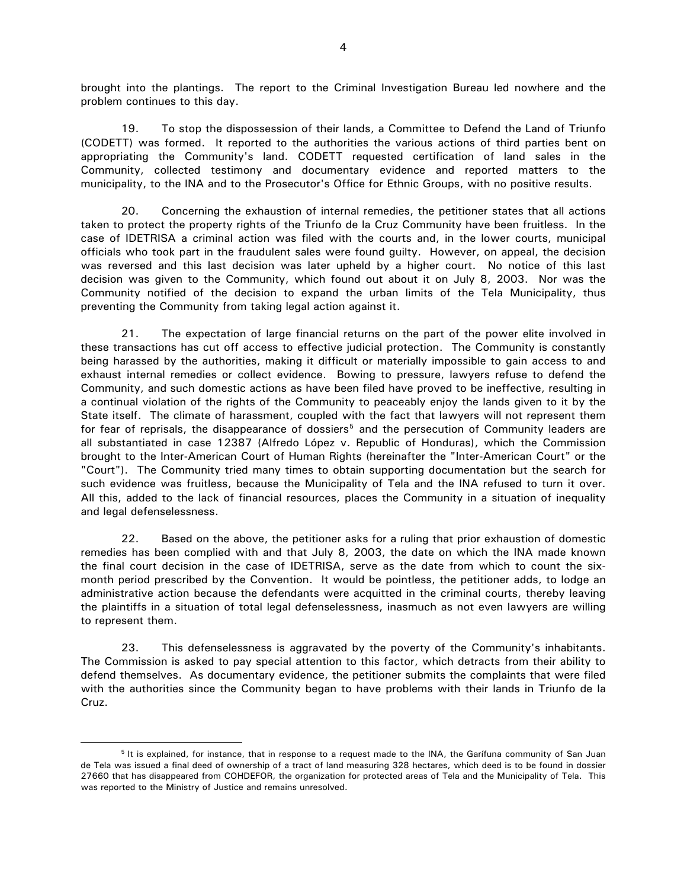brought into the plantings. The report to the Criminal Investigation Bureau led nowhere and the problem continues to this day.

19. To stop the dispossession of their lands, a Committee to Defend the Land of Triunfo (CODETT) was formed. It reported to the authorities the various actions of third parties bent on appropriating the Community's land. CODETT requested certification of land sales in the Community, collected testimony and documentary evidence and reported matters to the municipality, to the INA and to the Prosecutor's Office for Ethnic Groups, with no positive results.

20. Concerning the exhaustion of internal remedies, the petitioner states that all actions taken to protect the property rights of the Triunfo de la Cruz Community have been fruitless. In the case of IDETRISA a criminal action was filed with the courts and, in the lower courts, municipal officials who took part in the fraudulent sales were found guilty. However, on appeal, the decision was reversed and this last decision was later upheld by a higher court. No notice of this last decision was given to the Community, which found out about it on July 8, 2003. Nor was the Community notified of the decision to expand the urban limits of the Tela Municipality, thus preventing the Community from taking legal action against it.

21. The expectation of large financial returns on the part of the power elite involved in these transactions has cut off access to effective judicial protection. The Community is constantly being harassed by the authorities, making it difficult or materially impossible to gain access to and exhaust internal remedies or collect evidence. Bowing to pressure, lawyers refuse to defend the Community, and such domestic actions as have been filed have proved to be ineffective, resulting in a continual violation of the rights of the Community to peaceably enjoy the lands given to it by the State itself. The climate of harassment, coupled with the fact that lawyers will not represent them for fear of reprisals, the disappearance of dossiers[5] and the persecution of Community leaders are all substantiated in case 12387 (Alfredo López v. Republic of Honduras), which the Commission brought to the Inter-American Court of Human Rights (hereinafter the "Inter-American Court" or the "Court"). The Community tried many times to obtain supporting documentation but the search for such evidence was fruitless, because the Municipality of Tela and the INA refused to turn it over. All this, added to the lack of financial resources, places the Community in a situation of inequality and legal defenselessness.

22. Based on the above, the petitioner asks for a ruling that prior exhaustion of domestic remedies has been complied with and that July 8, 2003, the date on which the INA made known the final court decision in the case of IDETRISA, serve as the date from which to count the six-month period prescribed by the Convention. It would be pointless, the petitioner adds, to lodge an administrative action because the defendants were acquitted in the criminal courts, thereby leaving the plaintiffs in a situation of total legal defenselessness, inasmuch as not even lawyers are willing to represent them.

23. This defenselessness is aggravated by the poverty of the Community's inhabitants. The Commission is asked to pay special attention to this factor, which detracts from their ability to defend themselves. As documentary evidence, the petitioner submits the complaints that were filed with the authorities since the Community began to have problems with their lands in Triunfo de la Cruz.

---

[5] It is explained, for instance, that in response to a request made to the INA, the Garífuna community of San Juan de Tela was issued a final deed of ownership of a tract of land measuring 328 hectares, which deed is to be found in dossier 27660 that has disappeared from COHDEFOR, the organization for protected areas of Tela and the Municipality of Tela. This was reported to the Ministry of Justice and remains unresolved.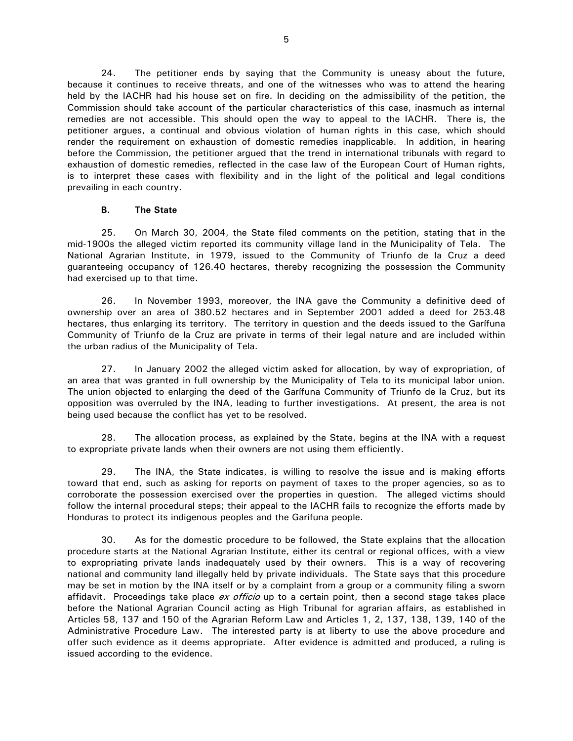24. The petitioner ends by saying that the Community is uneasy about the future, because it continues to receive threats, and one of the witnesses who was to attend the hearing held by the IACHR had his house set on fire. In deciding on the admissibility of the petition, the Commission should take account of the particular characteristics of this case, inasmuch as internal remedies are not accessible. This should open the way to appeal to the IACHR. There is, the petitioner argues, a continual and obvious violation of human rights in this case, which should render the requirement on exhaustion of domestic remedies inapplicable. In addition, in hearing before the Commission, the petitioner argued that the trend in international tribunals with regard to exhaustion of domestic remedies, reflected in the case law of the European Court of Human rights, is to interpret these cases with flexibility and in the light of the political and legal conditions prevailing in each country.

### B. The State

25. On March 30, 2004, the State filed comments on the petition, stating that in the mid-1900s the alleged victim reported its community village land in the Municipality of Tela. The National Agrarian Institute, in 1979, issued to the Community of Triunfo de la Cruz a deed guaranteeing occupancy of 126.40 hectares, thereby recognizing the possession the Community had exercised up to that time.

26. In November 1993, moreover, the INA gave the Community a definitive deed of ownership over an area of 380.52 hectares and in September 2001 added a deed for 253.48 hectares, thus enlarging its territory. The territory in question and the deeds issued to the Garífuna Community of Triunfo de la Cruz are private in terms of their legal nature and are included within the urban radius of the Municipality of Tela.

27. In January 2002 the alleged victim asked for allocation, by way of expropriation, of an area that was granted in full ownership by the Municipality of Tela to its municipal labor union. The union objected to enlarging the deed of the Garífuna Community of Triunfo de la Cruz, but its opposition was overruled by the INA, leading to further investigations. At present, the area is not being used because the conflict has yet to be resolved.

28. The allocation process, as explained by the State, begins at the INA with a request to expropriate private lands when their owners are not using them efficiently.

29. The INA, the State indicates, is willing to resolve the issue and is making efforts toward that end, such as asking for reports on payment of taxes to the proper agencies, so as to corroborate the possession exercised over the properties in question. The alleged victims should follow the internal procedural steps; their appeal to the IACHR fails to recognize the efforts made by Honduras to protect its indigenous peoples and the Garífuna people.

30. As for the domestic procedure to be followed, the State explains that the allocation procedure starts at the National Agrarian Institute, either its central or regional offices, with a view to expropriating private lands inadequately used by their owners. This is a way of recovering national and community land illegally held by private individuals. The State says that this procedure may be set in motion by the INA itself or by a complaint from a group or a community filing a sworn affidavit. Proceedings take place *ex officio* up to a certain point, then a second stage takes place before the National Agrarian Council acting as High Tribunal for agrarian affairs, as established in Articles 58, 137 and 150 of the Agrarian Reform Law and Articles 1, 2, 137, 138, 139, 140 of the Administrative Procedure Law. The interested party is at liberty to use the above procedure and offer such evidence as it deems appropriate. After evidence is admitted and produced, a ruling is issued according to the evidence.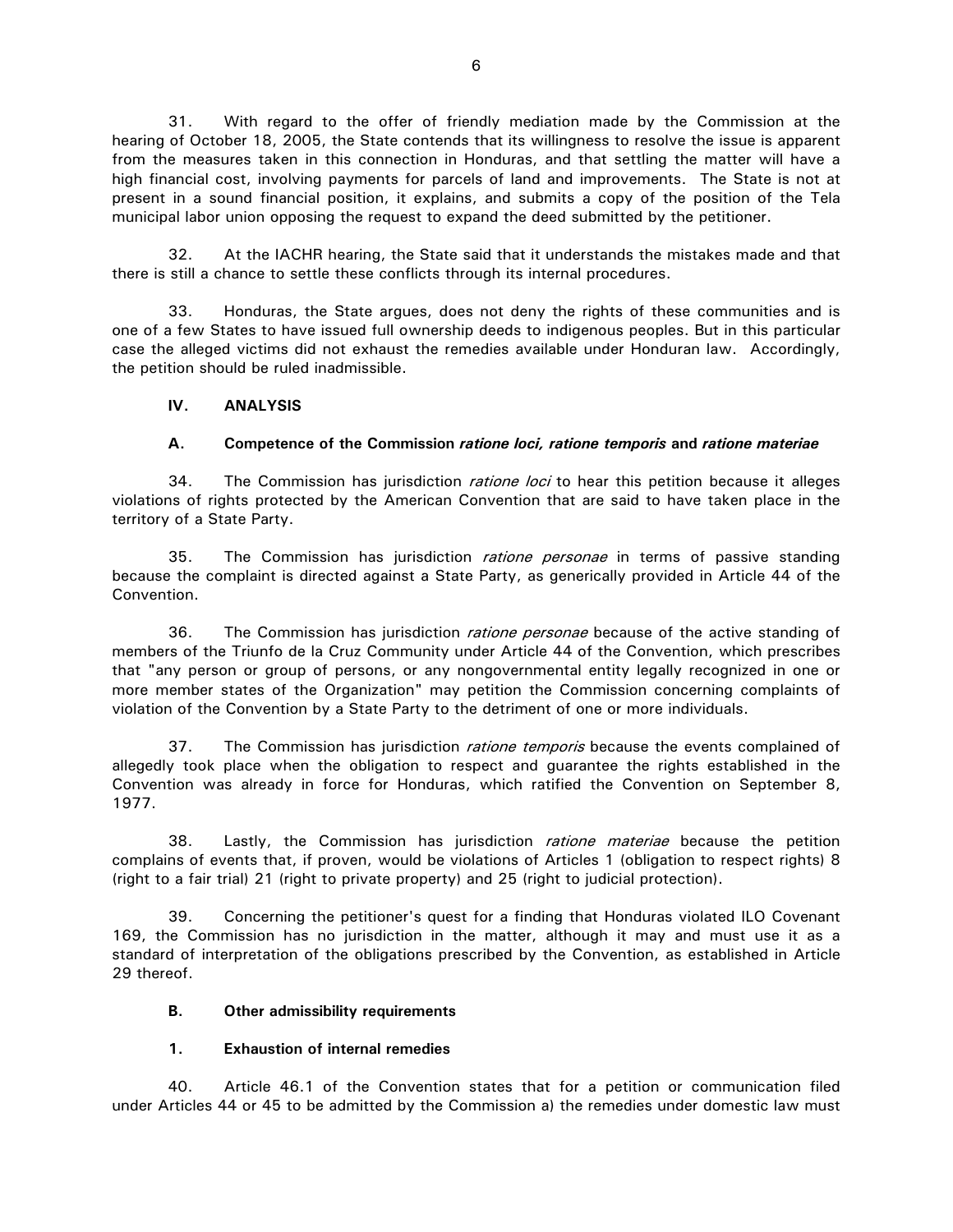31. With regard to the offer of friendly mediation made by the Commission at the hearing of October 18, 2005, the State contends that its willingness to resolve the issue is apparent from the measures taken in this connection in Honduras, and that settling the matter will have a high financial cost, involving payments for parcels of land and improvements. The State is not at present in a sound financial position, it explains, and submits a copy of the position of the Tela municipal labor union opposing the request to expand the deed submitted by the petitioner.

32. At the IACHR hearing, the State said that it understands the mistakes made and that there is still a chance to settle these conflicts through its internal procedures.

33. Honduras, the State argues, does not deny the rights of these communities and is one of a few States to have issued full ownership deeds to indigenous peoples. But in this particular case the alleged victims did not exhaust the remedies available under Honduran law. Accordingly, the petition should be ruled inadmissible.

## IV. ANALYSIS

### A. Competence of the Commission *ratione loci, ratione temporis* and *ratione materiae*

34. The Commission has jurisdiction *ratione loci* to hear this petition because it alleges violations of rights protected by the American Convention that are said to have taken place in the territory of a State Party.

35. The Commission has jurisdiction *ratione personae* in terms of passive standing because the complaint is directed against a State Party, as generically provided in Article 44 of the Convention.

36. The Commission has jurisdiction *ratione personae* because of the active standing of members of the Triunfo de la Cruz Community under Article 44 of the Convention, which prescribes that "any person or group of persons, or any nongovernmental entity legally recognized in one or more member states of the Organization" may petition the Commission concerning complaints of violation of the Convention by a State Party to the detriment of one or more individuals.

37. The Commission has jurisdiction *ratione temporis* because the events complained of allegedly took place when the obligation to respect and guarantee the rights established in the Convention was already in force for Honduras, which ratified the Convention on September 8, 1977.

38. Lastly, the Commission has jurisdiction *ratione materiae* because the petition complains of events that, if proven, would be violations of Articles 1 (obligation to respect rights) 8 (right to a fair trial) 21 (right to private property) and 25 (right to judicial protection).

39. Concerning the petitioner's quest for a finding that Honduras violated ILO Covenant 169, the Commission has no jurisdiction in the matter, although it may and must use it as a standard of interpretation of the obligations prescribed by the Convention, as established in Article 29 thereof.

### B. Other admissibility requirements

#### 1. Exhaustion of internal remedies

40. Article 46.1 of the Convention states that for a petition or communication filed under Articles 44 or 45 to be admitted by the Commission a) the remedies under domestic law must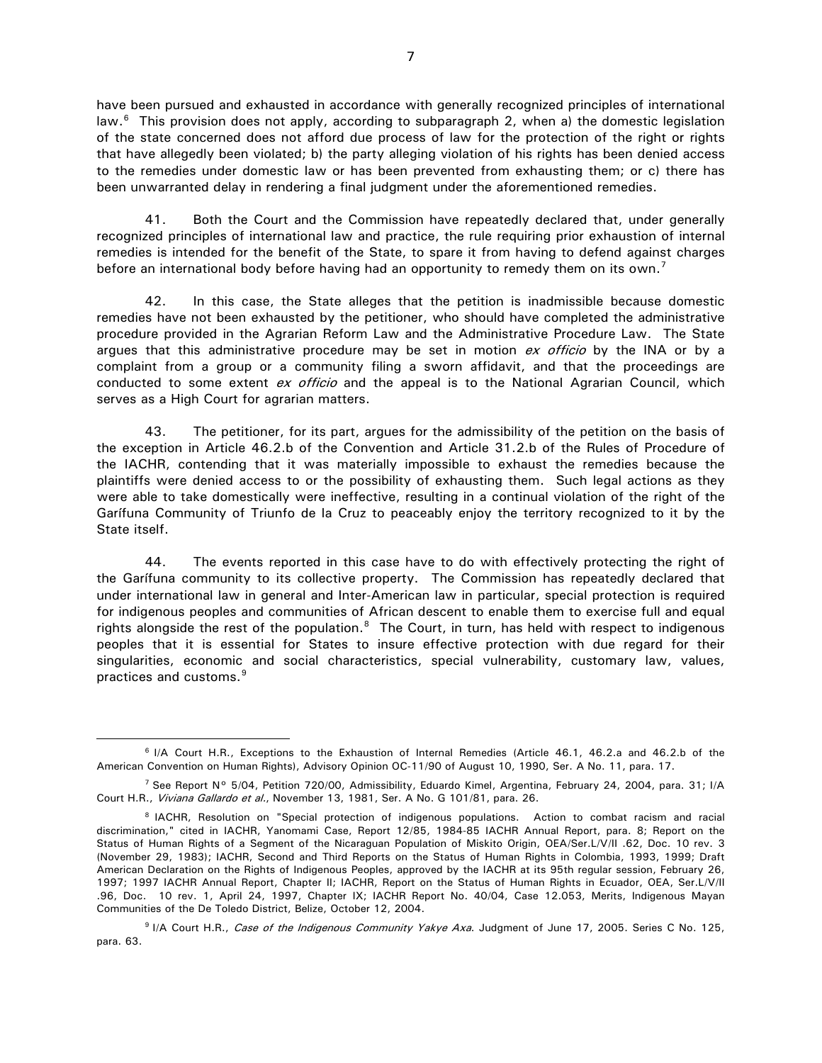have been pursued and exhausted in accordance with generally recognized principles of international law.[6] This provision does not apply, according to subparagraph 2, when a) the domestic legislation of the state concerned does not afford due process of law for the protection of the right or rights that have allegedly been violated; b) the party alleging violation of his rights has been denied access to the remedies under domestic law or has been prevented from exhausting them; or c) there has been unwarranted delay in rendering a final judgment under the aforementioned remedies.

41. Both the Court and the Commission have repeatedly declared that, under generally recognized principles of international law and practice, the rule requiring prior exhaustion of internal remedies is intended for the benefit of the State, to spare it from having to defend against charges before an international body before having had an opportunity to remedy them on its own.[7]

42. In this case, the State alleges that the petition is inadmissible because domestic remedies have not been exhausted by the petitioner, who should have completed the administrative procedure provided in the Agrarian Reform Law and the Administrative Procedure Law. The State argues that this administrative procedure may be set in motion *ex officio* by the INA or by a complaint from a group or a community filing a sworn affidavit, and that the proceedings are conducted to some extent *ex officio* and the appeal is to the National Agrarian Council, which serves as a High Court for agrarian matters.

43. The petitioner, for its part, argues for the admissibility of the petition on the basis of the exception in Article 46.2.b of the Convention and Article 31.2.b of the Rules of Procedure of the IACHR, contending that it was materially impossible to exhaust the remedies because the plaintiffs were denied access to or the possibility of exhausting them. Such legal actions as they were able to take domestically were ineffective, resulting in a continual violation of the right of the Garífuna Community of Triunfo de la Cruz to peaceably enjoy the territory recognized to it by the State itself.

44. The events reported in this case have to do with effectively protecting the right of the Garífuna community to its collective property. The Commission has repeatedly declared that under international law in general and Inter-American law in particular, special protection is required for indigenous peoples and communities of African descent to enable them to exercise full and equal rights alongside the rest of the population.[8] The Court, in turn, has held with respect to indigenous peoples that it is essential for States to insure effective protection with due regard for their singularities, economic and social characteristics, special vulnerability, customary law, values, practices and customs.[9]

---

[6] I/A Court H.R., Exceptions to the Exhaustion of Internal Remedies (Article 46.1, 46.2.a and 46.2.b of the American Convention on Human Rights), Advisory Opinion OC-11/90 of August 10, 1990, Ser. A No. 11, para. 17.

[7] See Report N° 5/04, Petition 720/00, Admissibility, Eduardo Kimel, Argentina, February 24, 2004, para. 31; I/A Court H.R., *Viviana Gallardo et al.*, November 13, 1981, Ser. A No. G 101/81, para. 26.

[8] IACHR, Resolution on "Special protection of indigenous populations. Action to combat racism and racial discrimination," cited in IACHR, Yanomami Case, Report 12/85, 1984-85 IACHR Annual Report, para. 8; Report on the Status of Human Rights of a Segment of the Nicaraguan Population of Miskito Origin, OEA/Ser.L/V/II .62, Doc. 10 rev. 3 (November 29, 1983); IACHR, Second and Third Reports on the Status of Human Rights in Colombia, 1993, 1999; Draft American Declaration on the Rights of Indigenous Peoples, approved by the IACHR at its 95th regular session, February 26, 1997; 1997 IACHR Annual Report, Chapter II; IACHR, Report on the Status of Human Rights in Ecuador, OEA, Ser.L/V/II .96, Doc. 10 rev. 1, April 24, 1997, Chapter IX; IACHR Report No. 40/04, Case 12.053, Merits, Indigenous Mayan Communities of the De Toledo District, Belize, October 12, 2004.

[9] I/A Court H.R., *Case of the Indigenous Community Yakye Axa*. Judgment of June 17, 2005. Series C No. 125, para. 63.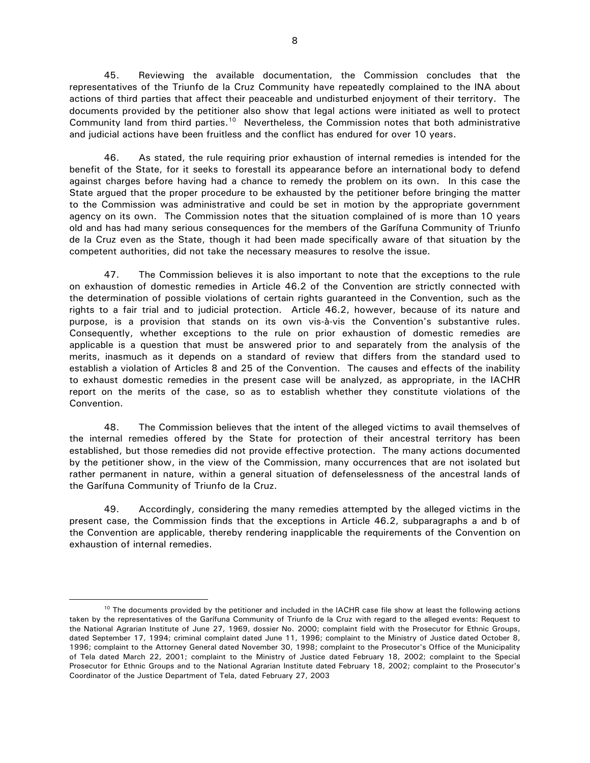45. Reviewing the available documentation, the Commission concludes that the representatives of the Triunfo de la Cruz Community have repeatedly complained to the INA about actions of third parties that affect their peaceable and undisturbed enjoyment of their territory. The documents provided by the petitioner also show that legal actions were initiated as well to protect Community land from third parties.[10] Nevertheless, the Commission notes that both administrative and judicial actions have been fruitless and the conflict has endured for over 10 years.

46. As stated, the rule requiring prior exhaustion of internal remedies is intended for the benefit of the State, for it seeks to forestall its appearance before an international body to defend against charges before having had a chance to remedy the problem on its own. In this case the State argued that the proper procedure to be exhausted by the petitioner before bringing the matter to the Commission was administrative and could be set in motion by the appropriate government agency on its own. The Commission notes that the situation complained of is more than 10 years old and has had many serious consequences for the members of the Garífuna Community of Triunfo de la Cruz even as the State, though it had been made specifically aware of that situation by the competent authorities, did not take the necessary measures to resolve the issue.

47. The Commission believes it is also important to note that the exceptions to the rule on exhaustion of domestic remedies in Article 46.2 of the Convention are strictly connected with the determination of possible violations of certain rights guaranteed in the Convention, such as the rights to a fair trial and to judicial protection. Article 46.2, however, because of its nature and purpose, is a provision that stands on its own vis-à-vis the Convention's substantive rules. Consequently, whether exceptions to the rule on prior exhaustion of domestic remedies are applicable is a question that must be answered prior to and separately from the analysis of the merits, inasmuch as it depends on a standard of review that differs from the standard used to establish a violation of Articles 8 and 25 of the Convention. The causes and effects of the inability to exhaust domestic remedies in the present case will be analyzed, as appropriate, in the IACHR report on the merits of the case, so as to establish whether they constitute violations of the Convention.

48. The Commission believes that the intent of the alleged victims to avail themselves of the internal remedies offered by the State for protection of their ancestral territory has been established, but those remedies did not provide effective protection. The many actions documented by the petitioner show, in the view of the Commission, many occurrences that are not isolated but rather permanent in nature, within a general situation of defenselessness of the ancestral lands of the Garífuna Community of Triunfo de la Cruz.

49. Accordingly, considering the many remedies attempted by the alleged victims in the present case, the Commission finds that the exceptions in Article 46.2, subparagraphs a and b of the Convention are applicable, thereby rendering inapplicable the requirements of the Convention on exhaustion of internal remedies.

---

[10] The documents provided by the petitioner and included in the IACHR case file show at least the following actions taken by the representatives of the Garífuna Community of Triunfo de la Cruz with regard to the alleged events: Request to the National Agrarian Institute of June 27, 1969, dossier No. 2000; complaint field with the Prosecutor for Ethnic Groups, dated September 17, 1994; criminal complaint dated June 11, 1996; complaint to the Ministry of Justice dated October 8, 1996; complaint to the Attorney General dated November 30, 1998; complaint to the Prosecutor's Office of the Municipality of Tela dated March 22, 2001; complaint to the Ministry of Justice dated February 18, 2002; complaint to the Special Prosecutor for Ethnic Groups and to the National Agrarian Institute dated February 18, 2002; complaint to the Prosecutor's Coordinator of the Justice Department of Tela, dated February 27, 2003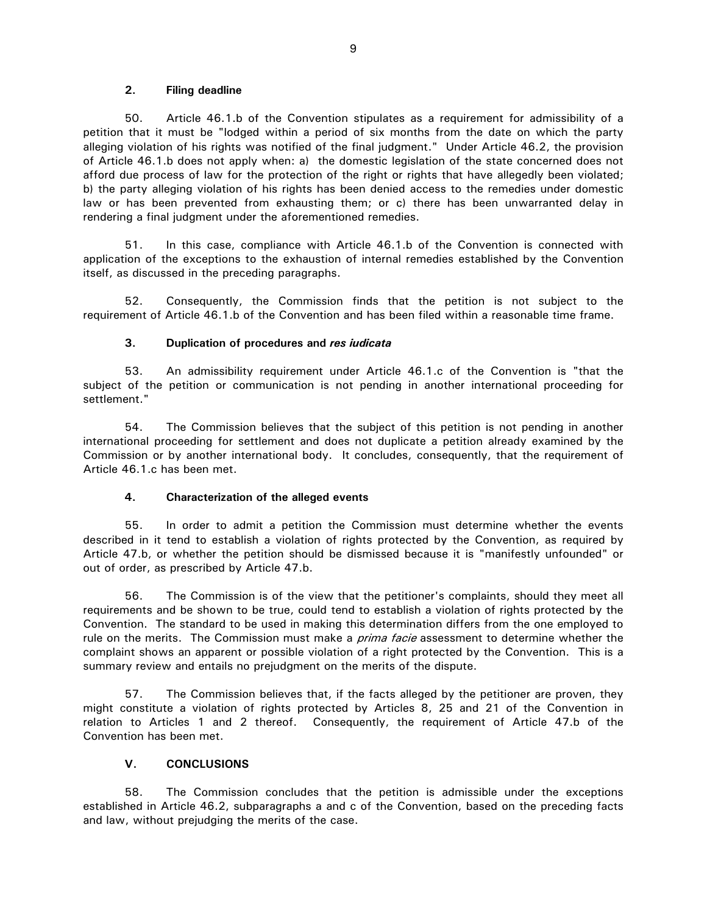### 2. Filing deadline

50. Article 46.1.b of the Convention stipulates as a requirement for admissibility of a petition that it must be "lodged within a period of six months from the date on which the party alleging violation of his rights was notified of the final judgment." Under Article 46.2, the provision of Article 46.1.b does not apply when: a) the domestic legislation of the state concerned does not afford due process of law for the protection of the right or rights that have allegedly been violated; b) the party alleging violation of his rights has been denied access to the remedies under domestic law or has been prevented from exhausting them; or c) there has been unwarranted delay in rendering a final judgment under the aforementioned remedies.

51. In this case, compliance with Article 46.1.b of the Convention is connected with application of the exceptions to the exhaustion of internal remedies established by the Convention itself, as discussed in the preceding paragraphs.

52. Consequently, the Commission finds that the petition is not subject to the requirement of Article 46.1.b of the Convention and has been filed within a reasonable time frame.

### 3. Duplication of procedures and *res iudicata*

53. An admissibility requirement under Article 46.1.c of the Convention is "that the subject of the petition or communication is not pending in another international proceeding for settlement."

54. The Commission believes that the subject of this petition is not pending in another international proceeding for settlement and does not duplicate a petition already examined by the Commission or by another international body. It concludes, consequently, that the requirement of Article 46.1.c has been met.

### 4. Characterization of the alleged events

55. In order to admit a petition the Commission must determine whether the events described in it tend to establish a violation of rights protected by the Convention, as required by Article 47.b, or whether the petition should be dismissed because it is "manifestly unfounded" or out of order, as prescribed by Article 47.b.

56. The Commission is of the view that the petitioner's complaints, should they meet all requirements and be shown to be true, could tend to establish a violation of rights protected by the Convention. The standard to be used in making this determination differs from the one employed to rule on the merits. The Commission must make a *prima facie* assessment to determine whether the complaint shows an apparent or possible violation of a right protected by the Convention. This is a summary review and entails no prejudgment on the merits of the dispute.

57. The Commission believes that, if the facts alleged by the petitioner are proven, they might constitute a violation of rights protected by Articles 8, 25 and 21 of the Convention in relation to Articles 1 and 2 thereof. Consequently, the requirement of Article 47.b of the Convention has been met.

## V. CONCLUSIONS

58. The Commission concludes that the petition is admissible under the exceptions established in Article 46.2, subparagraphs a and c of the Convention, based on the preceding facts and law, without prejudging the merits of the case.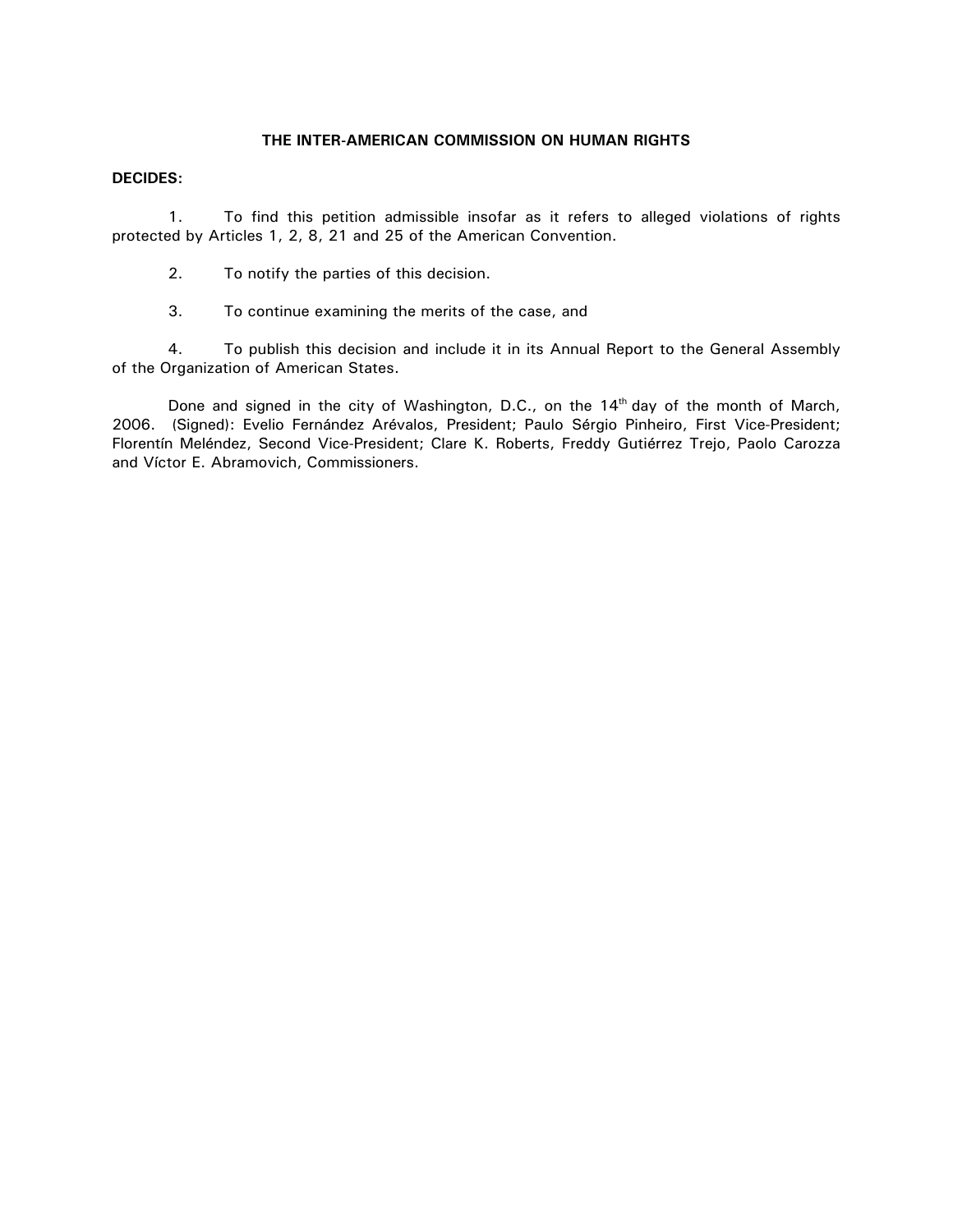**THE INTER-AMERICAN COMMISSION ON HUMAN RIGHTS**

**DECIDES:**

1. To find this petition admissible insofar as it refers to alleged violations of rights protected by Articles 1, 2, 8, 21 and 25 of the American Convention.

2. To notify the parties of this decision.

3. To continue examining the merits of the case, and

4. To publish this decision and include it in its Annual Report to the General Assembly of the Organization of American States.

Done and signed in the city of Washington, D.C., on the 14th day of the month of March, 2006. (Signed): Evelio Fernández Arévalos, President; Paulo Sérgio Pinheiro, First Vice-President; Florentín Meléndez, Second Vice-President; Clare K. Roberts, Freddy Gutiérrez Trejo, Paolo Carozza and Víctor E. Abramovich, Commissioners.